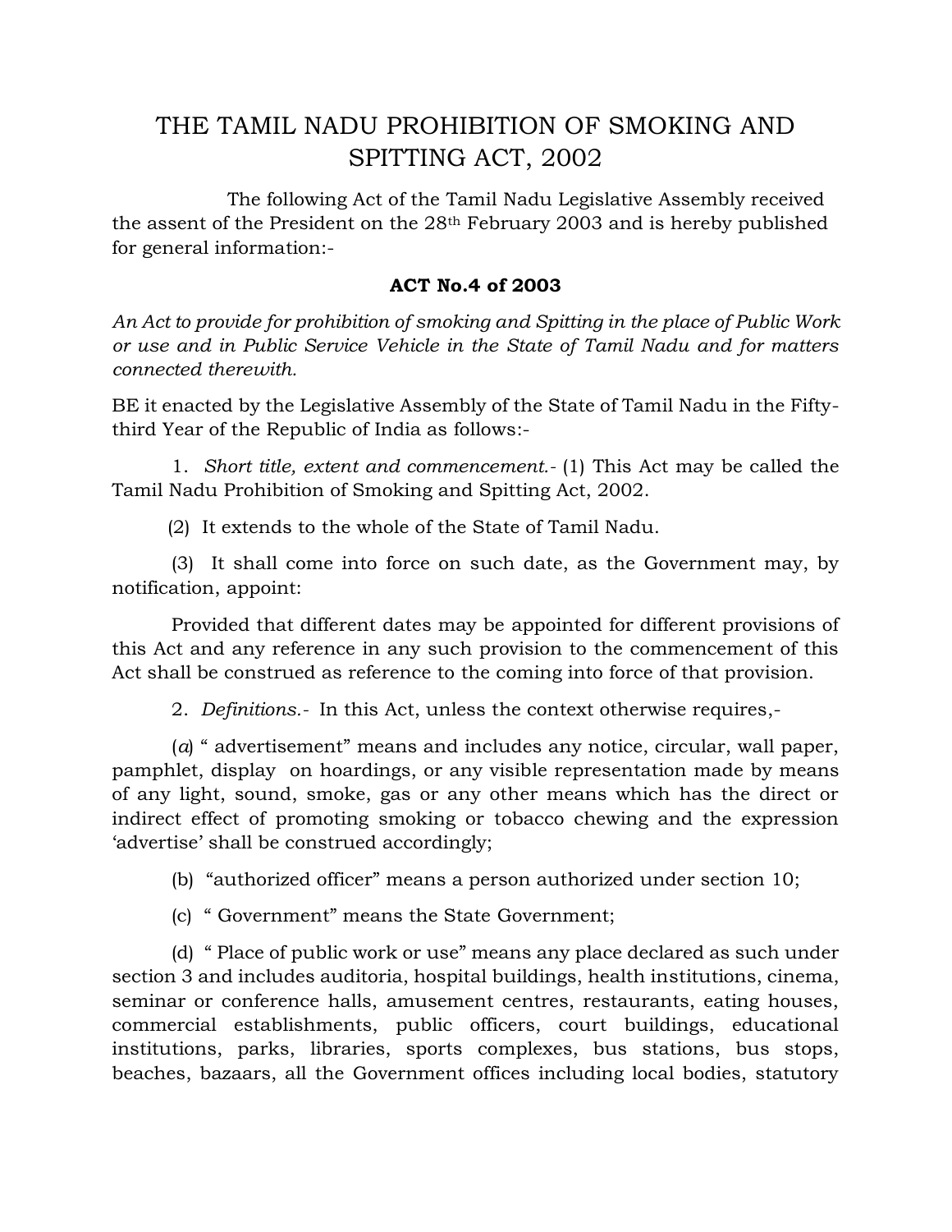# THE TAMIL NADU PROHIBITION OF SMOKING AND SPITTING ACT, 2002

The following Act of the Tamil Nadu Legislative Assembly received the assent of the President on the 28th February 2003 and is hereby published for general information:-

**ACT No.4 of 2003**

*An Act to provide for prohibition of smoking and Spitting in the place of Public Work or use and in Public Service Vehicle in the State of Tamil Nadu and for matters connected therewith.*

BE it enacted by the Legislative Assembly of the State of Tamil Nadu in the Fifty-third Year of the Republic of India as follows:-

1. *Short title, extent and commencement.*- (1) This Act may be called the Tamil Nadu Prohibition of Smoking and Spitting Act, 2002.

(2) It extends to the whole of the State of Tamil Nadu.

(3) It shall come into force on such date, as the Government may, by notification, appoint:

Provided that different dates may be appointed for different provisions of this Act and any reference in any such provision to the commencement of this Act shall be construed as reference to the coming into force of that provision.

2. *Definitions.*- In this Act, unless the context otherwise requires,-

(*a*) " advertisement" means and includes any notice, circular, wall paper, pamphlet, display on hoardings, or any visible representation made by means of any light, sound, smoke, gas or any other means which has the direct or indirect effect of promoting smoking or tobacco chewing and the expression 'advertise' shall be construed accordingly;

(b) "authorized officer" means a person authorized under section 10;

(c) " Government" means the State Government;

(d) " Place of public work or use" means any place declared as such under section 3 and includes auditoria, hospital buildings, health institutions, cinema, seminar or conference halls, amusement centres, restaurants, eating houses, commercial establishments, public officers, court buildings, educational institutions, parks, libraries, sports complexes, bus stations, bus stops, beaches, bazaars, all the Government offices including local bodies, statutory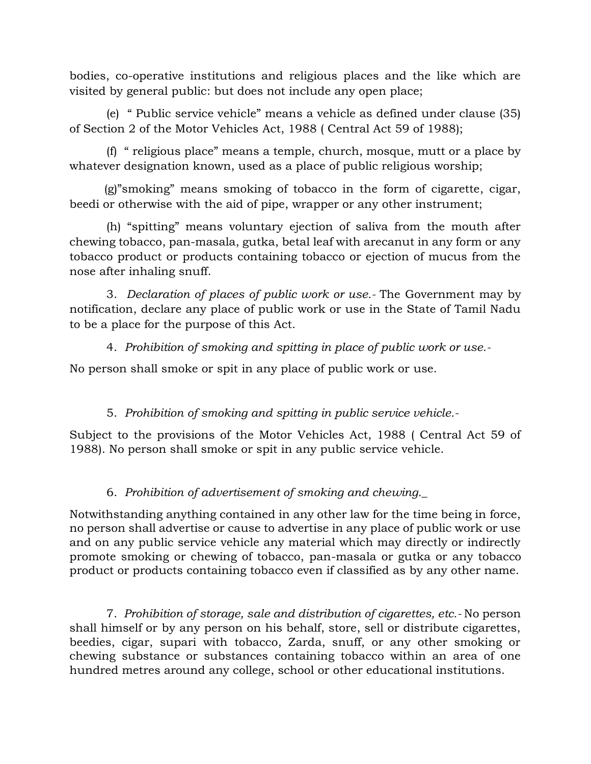bodies, co-operative institutions and religious places and the like which are visited by general public: but does not include any open place;

(e) " Public service vehicle" means a vehicle as defined under clause (35) of Section 2 of the Motor Vehicles Act, 1988 ( Central Act 59 of 1988);

(f) " religious place" means a temple, church, mosque, mutt or a place by whatever designation known, used as a place of public religious worship;

(g)"smoking" means smoking of tobacco in the form of cigarette, cigar, beedi or otherwise with the aid of pipe, wrapper or any other instrument;

(h) "spitting" means voluntary ejection of saliva from the mouth after chewing tobacco, pan-masala, gutka, betal leaf with arecanut in any form or any tobacco product or products containing tobacco or ejection of mucus from the nose after inhaling snuff.

3. *Declaration of places of public work or use.-* The Government may by notification, declare any place of public work or use in the State of Tamil Nadu to be a place for the purpose of this Act.

4. *Prohibition of smoking and spitting in place of public work or use.-*

No person shall smoke or spit in any place of public work or use.

5. *Prohibition of smoking and spitting in public service vehicle.-*

Subject to the provisions of the Motor Vehicles Act, 1988 ( Central Act 59 of 1988). No person shall smoke or spit in any public service vehicle.

6. *Prohibition of advertisement of smoking and chewing.\_*

Notwithstanding anything contained in any other law for the time being in force, no person shall advertise or cause to advertise in any place of public work or use and on any public service vehicle any material which may directly or indirectly promote smoking or chewing of tobacco, pan-masala or gutka or any tobacco product or products containing tobacco even if classified as by any other name.

7. *Prohibition of storage, sale and distribution of cigarettes, etc.-* No person shall himself or by any person on his behalf, store, sell or distribute cigarettes, beedies, cigar, supari with tobacco, Zarda, snuff, or any other smoking or chewing substance or substances containing tobacco within an area of one hundred metres around any college, school or other educational institutions.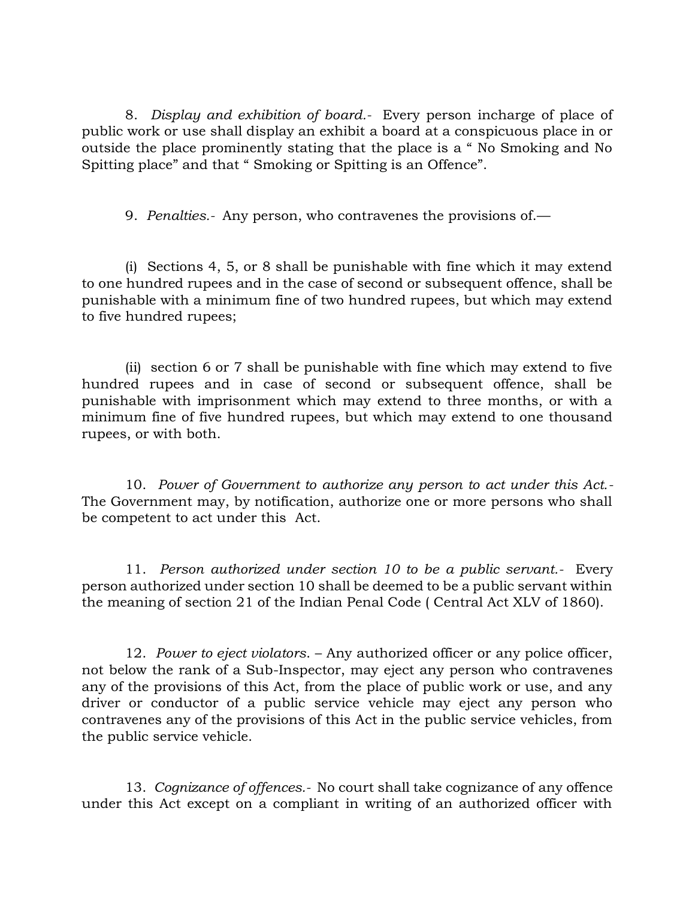8. *Display and exhibition of board.*- Every person incharge of place of public work or use shall display an exhibit a board at a conspicuous place in or outside the place prominently stating that the place is a " No Smoking and No Spitting place" and that " Smoking or Spitting is an Offence".

9. *Penalties.*- Any person, who contravenes the provisions of.—

(i) Sections 4, 5, or 8 shall be punishable with fine which it may extend to one hundred rupees and in the case of second or subsequent offence, shall be punishable with a minimum fine of two hundred rupees, but which may extend to five hundred rupees;

(ii) section 6 or 7 shall be punishable with fine which may extend to five hundred rupees and in case of second or subsequent offence, shall be punishable with imprisonment which may extend to three months, or with a minimum fine of five hundred rupees, but which may extend to one thousand rupees, or with both.

10. *Power of Government to authorize any person to act under this Act.*- The Government may, by notification, authorize one or more persons who shall be competent to act under this Act.

11. *Person authorized under section 10 to be a public servant.*- Every person authorized under section 10 shall be deemed to be a public servant within the meaning of section 21 of the Indian Penal Code ( Central Act XLV of 1860).

12. *Power to eject violators*. – Any authorized officer or any police officer, not below the rank of a Sub-Inspector, may eject any person who contravenes any of the provisions of this Act, from the place of public work or use, and any driver or conductor of a public service vehicle may eject any person who contravenes any of the provisions of this Act in the public service vehicles, from the public service vehicle.

13. *Cognizance of offences.*- No court shall take cognizance of any offence under this Act except on a compliant in writing of an authorized officer with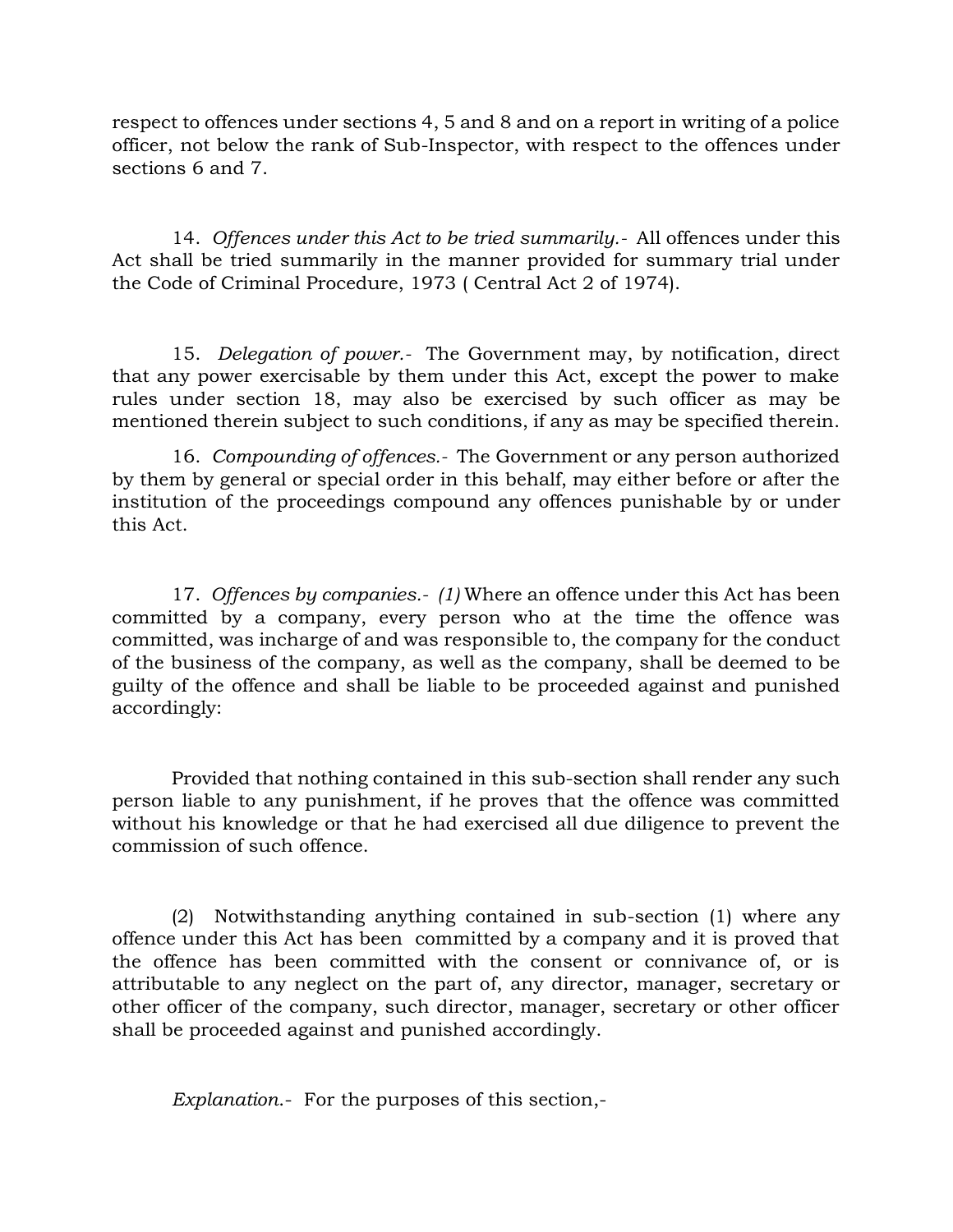respect to offences under sections 4, 5 and 8 and on a report in writing of a police officer, not below the rank of Sub-Inspector, with respect to the offences under sections 6 and 7.

14. *Offences under this Act to be tried summarily.*- All offences under this Act shall be tried summarily in the manner provided for summary trial under the Code of Criminal Procedure, 1973 ( Central Act 2 of 1974).

15. *Delegation of power.*- The Government may, by notification, direct that any power exercisable by them under this Act, except the power to make rules under section 18, may also be exercised by such officer as may be mentioned therein subject to such conditions, if any as may be specified therein.

16. *Compounding of offences.*- The Government or any person authorized by them by general or special order in this behalf, may either before or after the institution of the proceedings compound any offences punishable by or under this Act.

17. *Offences by companies.*- *(1)* Where an offence under this Act has been committed by a company, every person who at the time the offence was committed, was incharge of and was responsible to, the company for the conduct of the business of the company, as well as the company, shall be deemed to be guilty of the offence and shall be liable to be proceeded against and punished accordingly:

Provided that nothing contained in this sub-section shall render any such person liable to any punishment, if he proves that the offence was committed without his knowledge or that he had exercised all due diligence to prevent the commission of such offence.

(2) Notwithstanding anything contained in sub-section (1) where any offence under this Act has been committed by a company and it is proved that the offence has been committed with the consent or connivance of, or is attributable to any neglect on the part of, any director, manager, secretary or other officer of the company, such director, manager, secretary or other officer shall be proceeded against and punished accordingly.

*Explanation.*- For the purposes of this section,-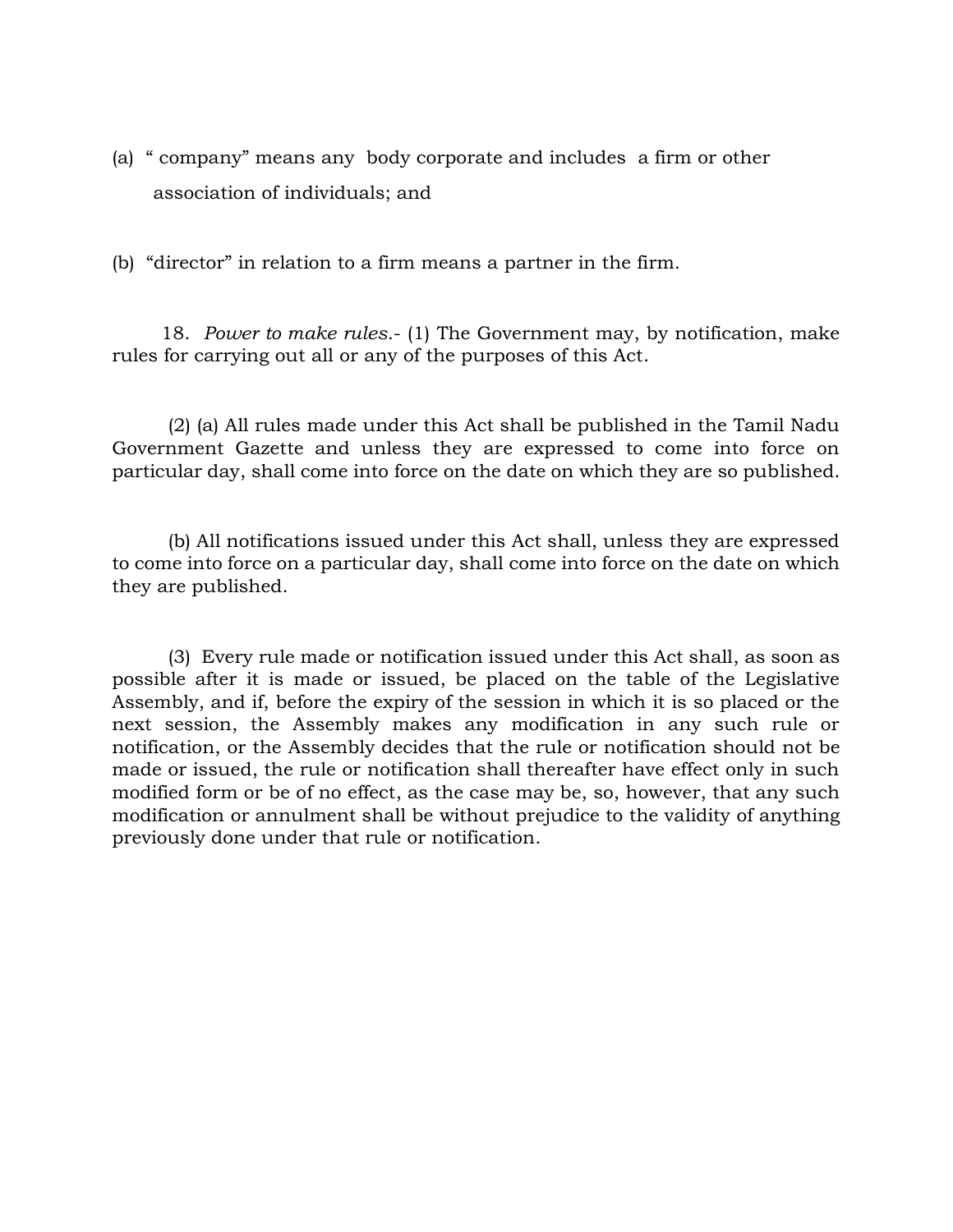(a) " company" means any body corporate and includes a firm or other association of individuals; and

(b) "director" in relation to a firm means a partner in the firm.

18. *Power to make rules*.- (1) The Government may, by notification, make rules for carrying out all or any of the purposes of this Act.

(2) (a) All rules made under this Act shall be published in the Tamil Nadu Government Gazette and unless they are expressed to come into force on particular day, shall come into force on the date on which they are so published.

(b) All notifications issued under this Act shall, unless they are expressed to come into force on a particular day, shall come into force on the date on which they are published.

(3) Every rule made or notification issued under this Act shall, as soon as possible after it is made or issued, be placed on the table of the Legislative Assembly, and if, before the expiry of the session in which it is so placed or the next session, the Assembly makes any modification in any such rule or notification, or the Assembly decides that the rule or notification should not be made or issued, the rule or notification shall thereafter have effect only in such modified form or be of no effect, as the case may be, so, however, that any such modification or annulment shall be without prejudice to the validity of anything previously done under that rule or notification.